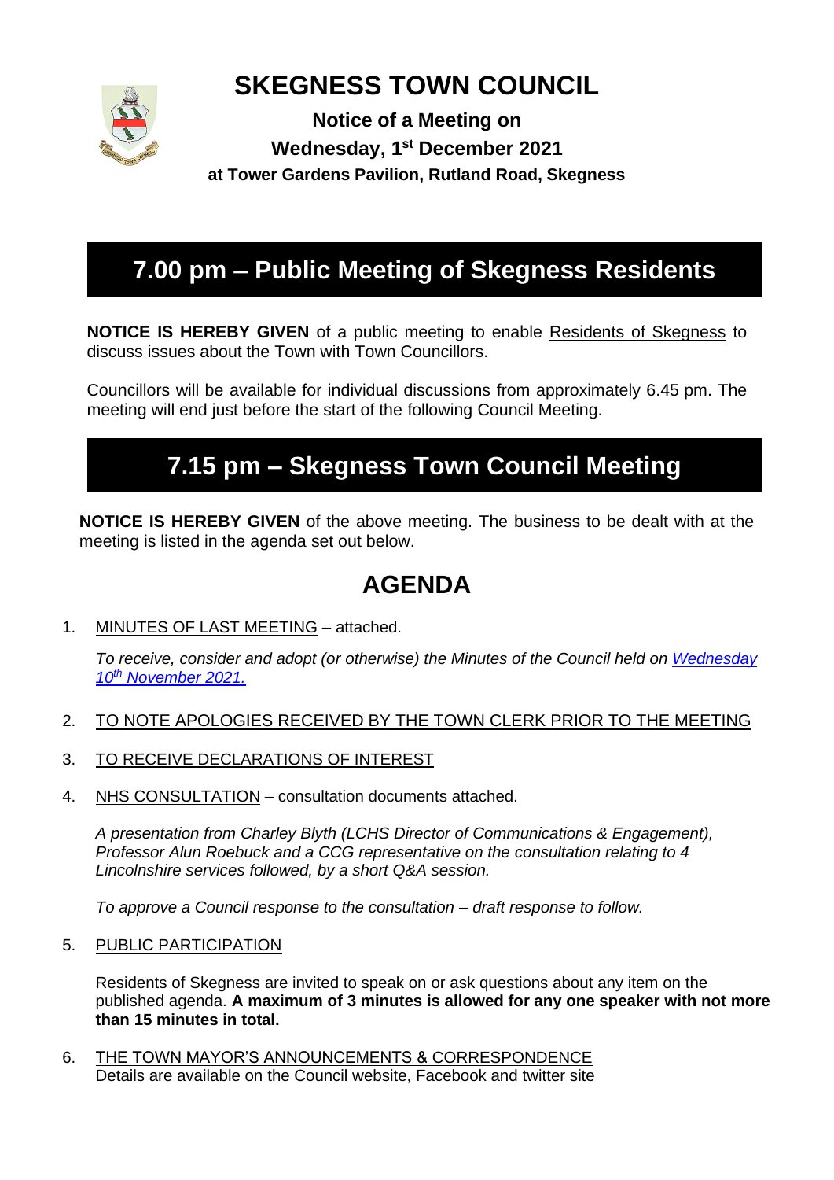# SKEGNESS TOWN COUNCIL

**Notice of a Meeting on**
**Wednesday, 1st December 2021**
**at Tower Gardens Pavilion, Rutland Road, Skegness**

## 7.00 pm – Public Meeting of Skegness Residents

**NOTICE IS HEREBY GIVEN** of a public meeting to enable Residents of Skegness to discuss issues about the Town with Town Councillors.

Councillors will be available for individual discussions from approximately 6.45 pm. The meeting will end just before the start of the following Council Meeting.

## 7.15 pm – Skegness Town Council Meeting

**NOTICE IS HEREBY GIVEN** of the above meeting. The business to be dealt with at the meeting is listed in the agenda set out below.

## AGENDA

1. MINUTES OF LAST MEETING – attached.

   *To receive, consider and adopt (or otherwise) the Minutes of the Council held on Wednesday 10th November 2021.*

2. TO NOTE APOLOGIES RECEIVED BY THE TOWN CLERK PRIOR TO THE MEETING

3. TO RECEIVE DECLARATIONS OF INTEREST

4. NHS CONSULTATION – consultation documents attached.

   *A presentation from Charley Blyth (LCHS Director of Communications & Engagement), Professor Alun Roebuck and a CCG representative on the consultation relating to 4 Lincolnshire services followed, by a short Q&A session.*

   *To approve a Council response to the consultation – draft response to follow.*

5. PUBLIC PARTICIPATION

   Residents of Skegness are invited to speak on or ask questions about any item on the published agenda. **A maximum of 3 minutes is allowed for any one speaker with not more than 15 minutes in total.**

6. THE TOWN MAYOR'S ANNOUNCEMENTS & CORRESPONDENCE
   Details are available on the Council website, Facebook and twitter site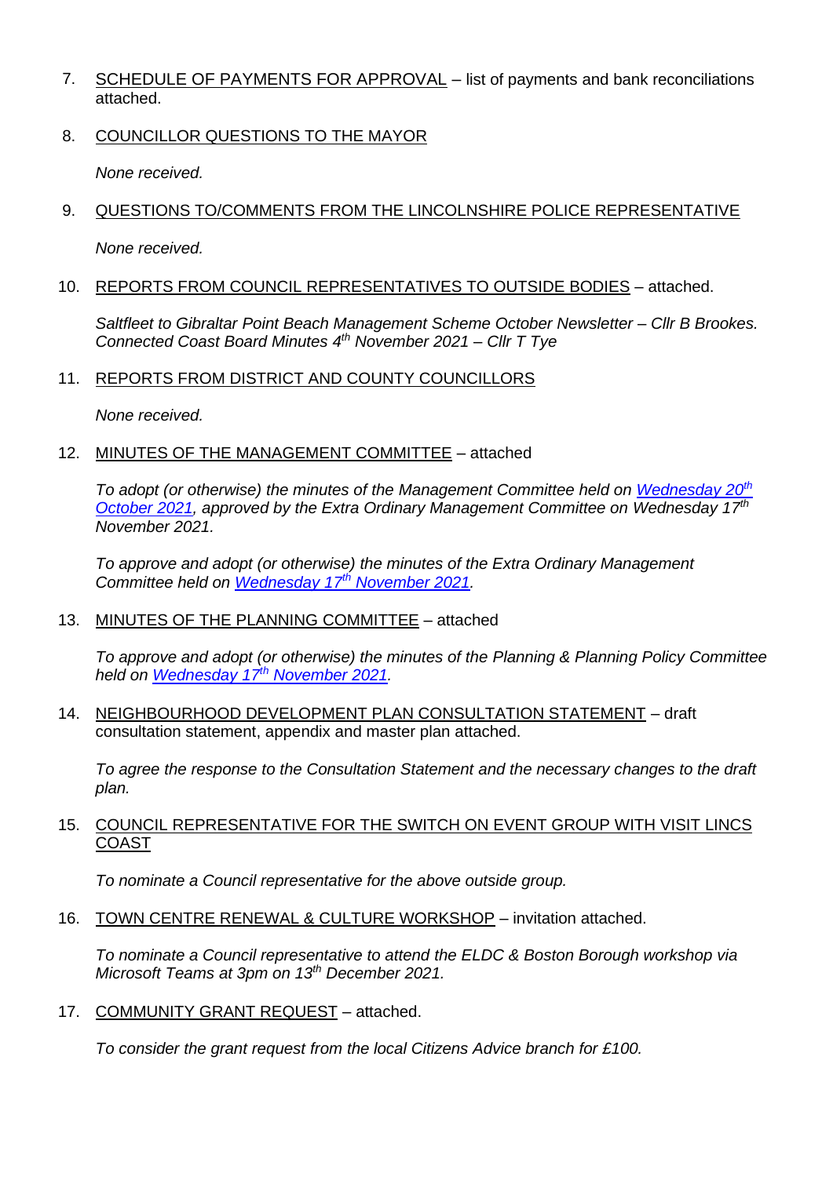7. <u>SCHEDULE OF PAYMENTS FOR APPROVAL</u> – list of payments and bank reconciliations attached.

8. <u>COUNCILLOR QUESTIONS TO THE MAYOR</u>

   *None received.*

9. <u>QUESTIONS TO/COMMENTS FROM THE LINCOLNSHIRE POLICE REPRESENTATIVE</u>

   *None received.*

10. <u>REPORTS FROM COUNCIL REPRESENTATIVES TO OUTSIDE BODIES</u> – attached.

    *Saltfleet to Gibraltar Point Beach Management Scheme October Newsletter – Cllr B Brookes.*
    *Connected Coast Board Minutes 4th November 2021 – Cllr T Tye*

11. <u>REPORTS FROM DISTRICT AND COUNTY COUNCILLORS</u>

    *None received.*

12. <u>MINUTES OF THE MANAGEMENT COMMITTEE</u> – attached

    *To adopt (or otherwise) the minutes of the Management Committee held on [Wednesday 20th October 2021], approved by the Extra Ordinary Management Committee on Wednesday 17th November 2021.*

    *To approve and adopt (or otherwise) the minutes of the Extra Ordinary Management Committee held on [Wednesday 17th November 2021].*

13. <u>MINUTES OF THE PLANNING COMMITTEE</u> – attached

    *To approve and adopt (or otherwise) the minutes of the Planning & Planning Policy Committee held on [Wednesday 17th November 2021].*

14. <u>NEIGHBOURHOOD DEVELOPMENT PLAN CONSULTATION STATEMENT</u> – draft consultation statement, appendix and master plan attached.

    *To agree the response to the Consultation Statement and the necessary changes to the draft plan.*

15. <u>COUNCIL REPRESENTATIVE FOR THE SWITCH ON EVENT GROUP WITH VISIT LINCS COAST</u>

    *To nominate a Council representative for the above outside group.*

16. <u>TOWN CENTRE RENEWAL & CULTURE WORKSHOP</u> – invitation attached.

    *To nominate a Council representative to attend the ELDC & Boston Borough workshop via Microsoft Teams at 3pm on 13th December 2021.*

17. <u>COMMUNITY GRANT REQUEST</u> – attached.

    *To consider the grant request from the local Citizens Advice branch for £100.*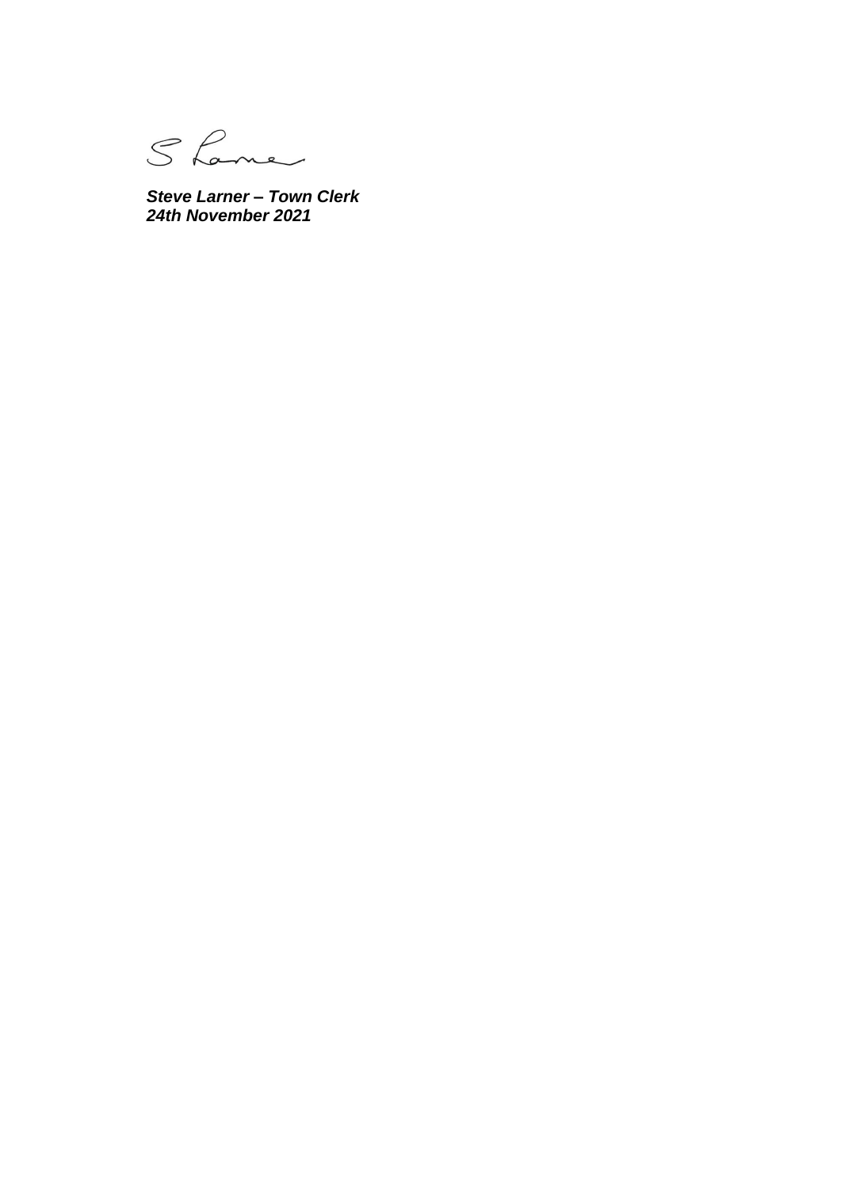*Steve Larner – Town Clerk*
*24th November 2021*